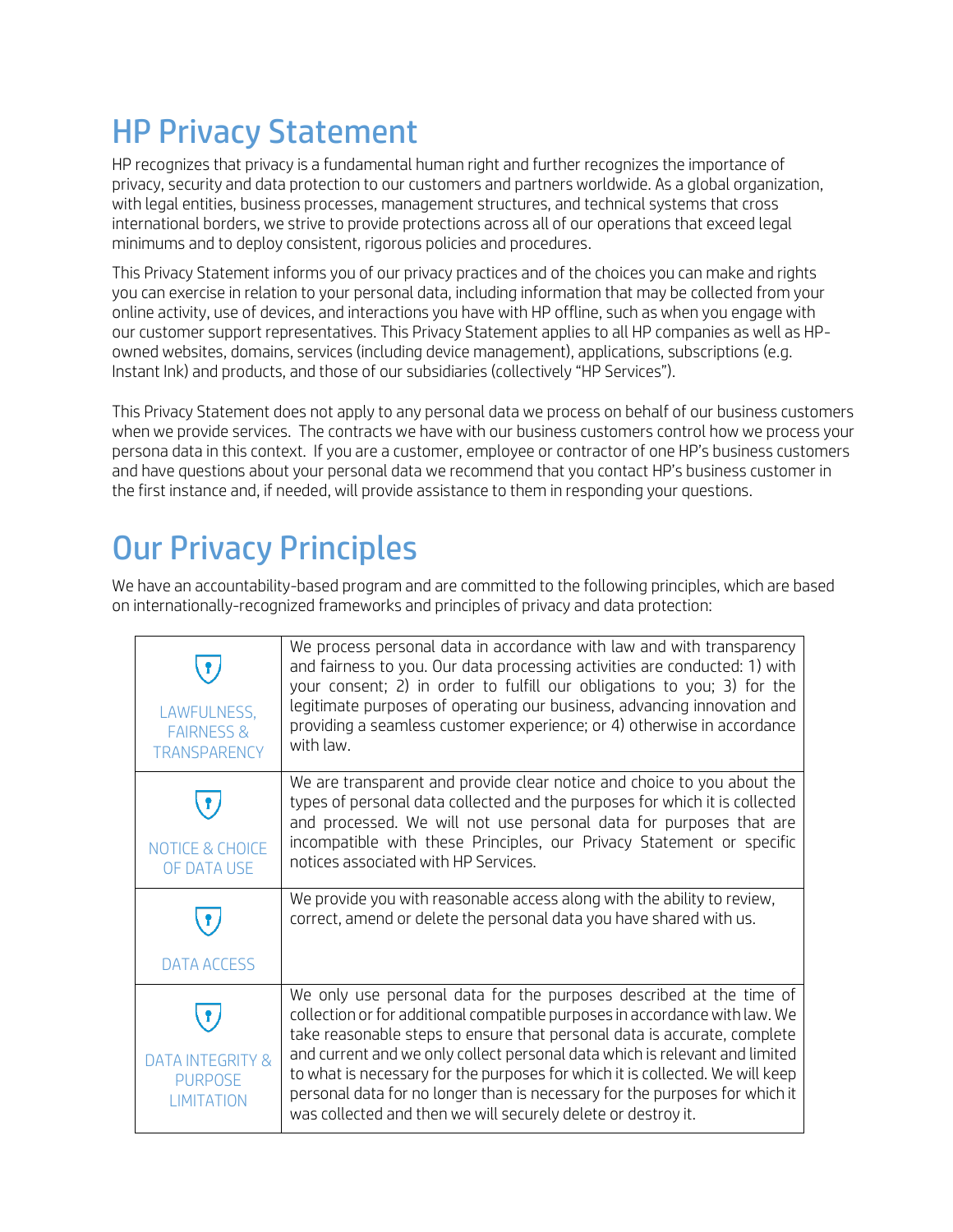# HP Privacy Statement

HP recognizes that privacy is a fundamental human right and further recognizes the importance of privacy, security and data protection to our customers and partners worldwide. As a global organization, with legal entities, business processes, management structures, and technical systems that cross international borders, we strive to provide protections across all of our operations that exceed legal minimums and to deploy consistent, rigorous policies and procedures.

This Privacy Statement informs you of our privacy practices and of the choices you can make and rights you can exercise in relation to your personal data, including information that may be collected from your online activity, use of devices, and interactions you have with HP offline, such as when you engage with our customer support representatives. This Privacy Statement applies to all HP companies as well as HP-owned websites, domains, services (including device management), applications, subscriptions (e.g. Instant Ink) and products, and those of our subsidiaries (collectively "HP Services").

This Privacy Statement does not apply to any personal data we process on behalf of our business customers when we provide services. The contracts we have with our business customers control how we process your persona data in this context. If you are a customer, employee or contractor of one HP's business customers and have questions about your personal data we recommend that you contact HP's business customer in the first instance and, if needed, will provide assistance to them in responding your questions.

# Our Privacy Principles

We have an accountability-based program and are committed to the following principles, which are based on internationally-recognized frameworks and principles of privacy and data protection:

| | |
|---|---|
| LAWFULNESS, FAIRNESS & TRANSPARENCY | We process personal data in accordance with law and with transparency and fairness to you. Our data processing activities are conducted: 1) with your consent; 2) in order to fulfill our obligations to you; 3) for the legitimate purposes of operating our business, advancing innovation and providing a seamless customer experience; or 4) otherwise in accordance with law. |
| NOTICE & CHOICE OF DATA USE | We are transparent and provide clear notice and choice to you about the types of personal data collected and the purposes for which it is collected and processed. We will not use personal data for purposes that are incompatible with these Principles, our Privacy Statement or specific notices associated with HP Services. |
| DATA ACCESS | We provide you with reasonable access along with the ability to review, correct, amend or delete the personal data you have shared with us. |
| DATA INTEGRITY & PURPOSE LIMITATION | We only use personal data for the purposes described at the time of collection or for additional compatible purposes in accordance with law. We take reasonable steps to ensure that personal data is accurate, complete and current and we only collect personal data which is relevant and limited to what is necessary for the purposes for which it is collected. We will keep personal data for no longer than is necessary for the purposes for which it was collected and then we will securely delete or destroy it. |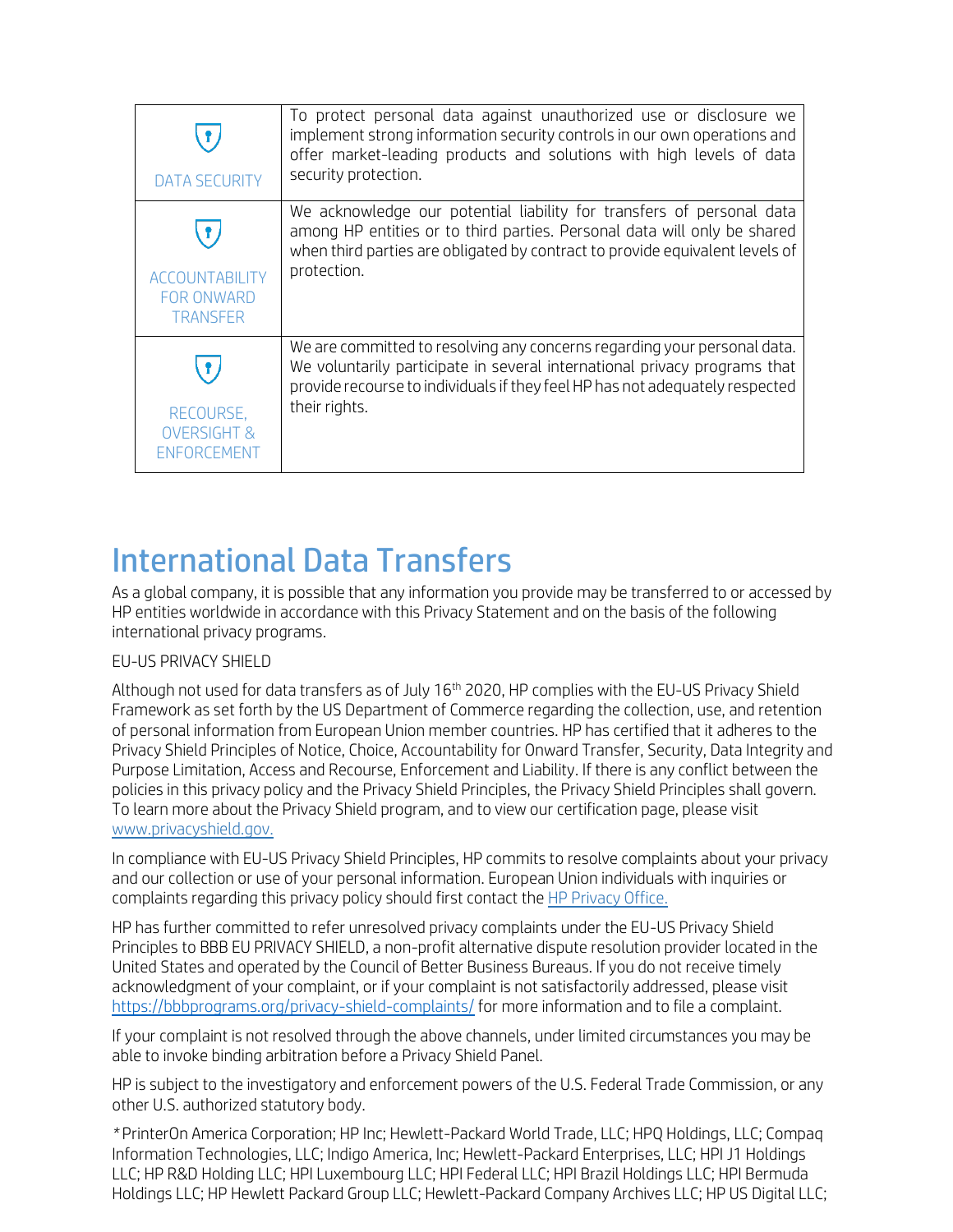| | |
|---|---|
| DATA SECURITY | To protect personal data against unauthorized use or disclosure we implement strong information security controls in our own operations and offer market-leading products and solutions with high levels of data security protection. |
| ACCOUNTABILITY FOR ONWARD TRANSFER | We acknowledge our potential liability for transfers of personal data among HP entities or to third parties. Personal data will only be shared when third parties are obligated by contract to provide equivalent levels of protection. |
| RECOURSE, OVERSIGHT & ENFORCEMENT | We are committed to resolving any concerns regarding your personal data. We voluntarily participate in several international privacy programs that provide recourse to individuals if they feel HP has not adequately respected their rights. |

# International Data Transfers

As a global company, it is possible that any information you provide may be transferred to or accessed by HP entities worldwide in accordance with this Privacy Statement and on the basis of the following international privacy programs.

EU-US PRIVACY SHIELD

Although not used for data transfers as of July 16th 2020, HP complies with the EU-US Privacy Shield Framework as set forth by the US Department of Commerce regarding the collection, use, and retention of personal information from European Union member countries. HP has certified that it adheres to the Privacy Shield Principles of Notice, Choice, Accountability for Onward Transfer, Security, Data Integrity and Purpose Limitation, Access and Recourse, Enforcement and Liability. If there is any conflict between the policies in this privacy policy and the Privacy Shield Principles, the Privacy Shield Principles shall govern. To learn more about the Privacy Shield program, and to view our certification page, please visit [www.privacyshield.gov.](www.privacyshield.gov)

In compliance with EU-US Privacy Shield Principles, HP commits to resolve complaints about your privacy and our collection or use of your personal information. European Union individuals with inquiries or complaints regarding this privacy policy should first contact the HP Privacy Office.

HP has further committed to refer unresolved privacy complaints under the EU-US Privacy Shield Principles to BBB EU PRIVACY SHIELD, a non-profit alternative dispute resolution provider located in the United States and operated by the Council of Better Business Bureaus. If you do not receive timely acknowledgment of your complaint, or if your complaint is not satisfactorily addressed, please visit https://bbbprograms.org/privacy-shield-complaints/ for more information and to file a complaint.

If your complaint is not resolved through the above channels, under limited circumstances you may be able to invoke binding arbitration before a Privacy Shield Panel.

HP is subject to the investigatory and enforcement powers of the U.S. Federal Trade Commission, or any other U.S. authorized statutory body.

*PrinterOn America Corporation; HP Inc; Hewlett-Packard World Trade, LLC; HPQ Holdings, LLC; Compaq Information Technologies, LLC; Indigo America, Inc; Hewlett-Packard Enterprises, LLC; HPI J1 Holdings LLC; HP R&D Holding LLC; HPI Luxembourg LLC; HPI Federal LLC; HPI Brazil Holdings LLC; HPI Bermuda Holdings LLC; HP Hewlett Packard Group LLC; Hewlett-Packard Company Archives LLC; HP US Digital LLC;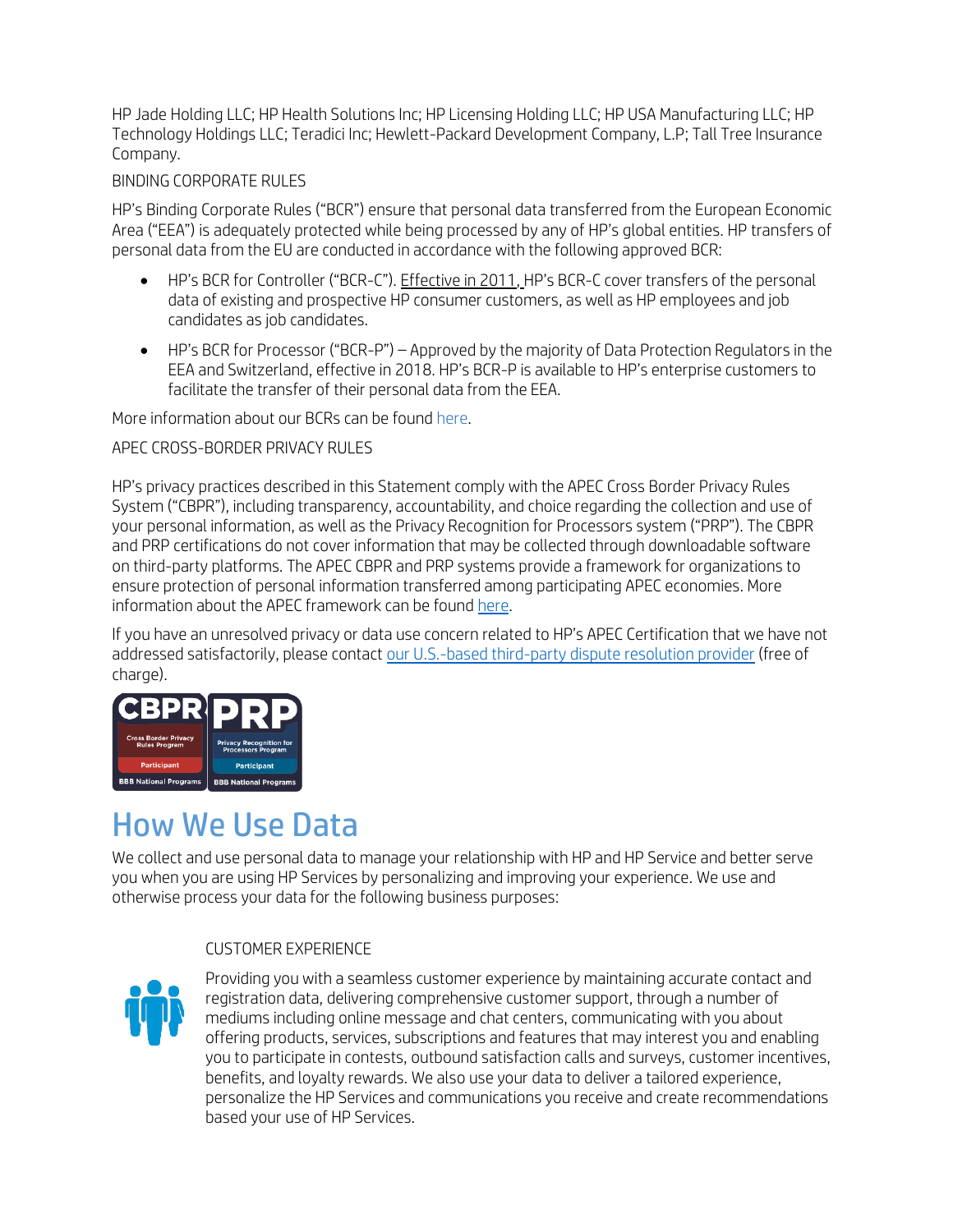HP Jade Holding LLC; HP Health Solutions Inc; HP Licensing Holding LLC; HP USA Manufacturing LLC; HP Technology Holdings LLC; Teradici Inc; Hewlett-Packard Development Company, L.P; Tall Tree Insurance Company.

BINDING CORPORATE RULES

HP's Binding Corporate Rules ("BCR") ensure that personal data transferred from the European Economic Area ("EEA") is adequately protected while being processed by any of HP's global entities. HP transfers of personal data from the EU are conducted in accordance with the following approved BCR:

- HP's BCR for Controller ("BCR-C"). Effective in 2011, HP's BCR-C cover transfers of the personal data of existing and prospective HP consumer customers, as well as HP employees and job candidates as job candidates.
- HP's BCR for Processor ("BCR-P") – Approved by the majority of Data Protection Regulators in the EEA and Switzerland, effective in 2018. HP's BCR-P is available to HP's enterprise customers to facilitate the transfer of their personal data from the EEA.

More information about our BCRs can be found here.

APEC CROSS-BORDER PRIVACY RULES

HP's privacy practices described in this Statement comply with the APEC Cross Border Privacy Rules System ("CBPR"), including transparency, accountability, and choice regarding the collection and use of your personal information, as well as the Privacy Recognition for Processors system ("PRP"). The CBPR and PRP certifications do not cover information that may be collected through downloadable software on third-party platforms. The APEC CBPR and PRP systems provide a framework for organizations to ensure protection of personal information transferred among participating APEC economies. More information about the APEC framework can be found here.

If you have an unresolved privacy or data use concern related to HP's APEC Certification that we have not addressed satisfactorily, please contact our U.S.-based third-party dispute resolution provider (free of charge).

# How We Use Data

We collect and use personal data to manage your relationship with HP and HP Service and better serve you when you are using HP Services by personalizing and improving your experience. We use and otherwise process your data for the following business purposes:

CUSTOMER EXPERIENCE

Providing you with a seamless customer experience by maintaining accurate contact and registration data, delivering comprehensive customer support, through a number of mediums including online message and chat centers, communicating with you about offering products, services, subscriptions and features that may interest you and enabling you to participate in contests, outbound satisfaction calls and surveys, customer incentives, benefits, and loyalty rewards. We also use your data to deliver a tailored experience, personalize the HP Services and communications you receive and create recommendations based your use of HP Services.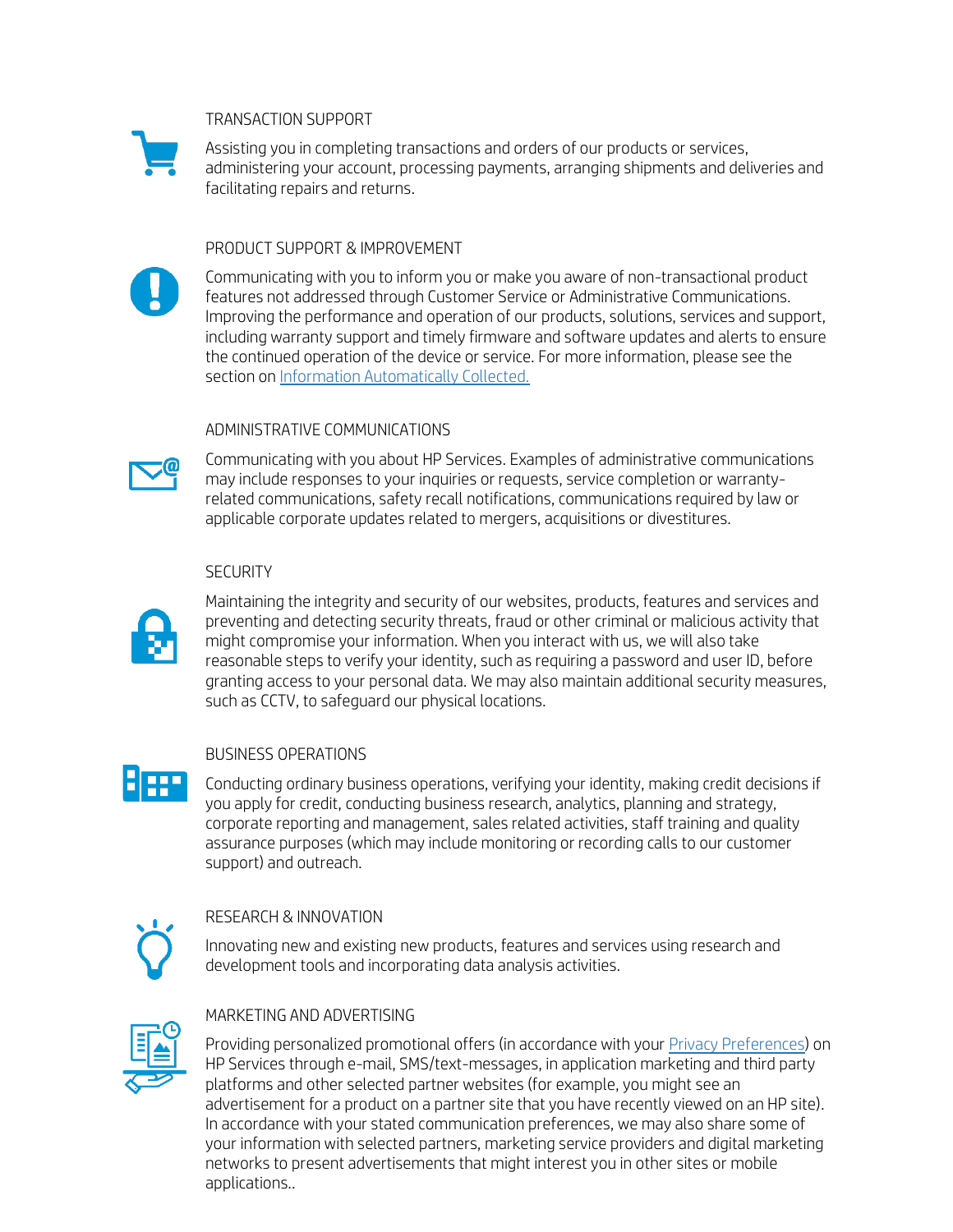### TRANSACTION SUPPORT

Assisting you in completing transactions and orders of our products or services, administering your account, processing payments, arranging shipments and deliveries and facilitating repairs and returns.

### PRODUCT SUPPORT & IMPROVEMENT

Communicating with you to inform you or make you aware of non-transactional product features not addressed through Customer Service or Administrative Communications. Improving the performance and operation of our products, solutions, services and support, including warranty support and timely firmware and software updates and alerts to ensure the continued operation of the device or service. For more information, please see the section on [Information Automatically Collected.]()

### ADMINISTRATIVE COMMUNICATIONS

Communicating with you about HP Services. Examples of administrative communications may include responses to your inquiries or requests, service completion or warranty-related communications, safety recall notifications, communications required by law or applicable corporate updates related to mergers, acquisitions or divestitures.

### SECURITY

Maintaining the integrity and security of our websites, products, features and services and preventing and detecting security threats, fraud or other criminal or malicious activity that might compromise your information. When you interact with us, we will also take reasonable steps to verify your identity, such as requiring a password and user ID, before granting access to your personal data. We may also maintain additional security measures, such as CCTV, to safeguard our physical locations.

### BUSINESS OPERATIONS

Conducting ordinary business operations, verifying your identity, making credit decisions if you apply for credit, conducting business research, analytics, planning and strategy, corporate reporting and management, sales related activities, staff training and quality assurance purposes (which may include monitoring or recording calls to our customer support) and outreach.

### RESEARCH & INNOVATION

Innovating new and existing new products, features and services using research and development tools and incorporating data analysis activities.

### MARKETING AND ADVERTISING

Providing personalized promotional offers (in accordance with your [Privacy Preferences]()) on HP Services through e-mail, SMS/text-messages, in application marketing and third party platforms and other selected partner websites (for example, you might see an advertisement for a product on a partner site that you have recently viewed on an HP site). In accordance with your stated communication preferences, we may also share some of your information with selected partners, marketing service providers and digital marketing networks to present advertisements that might interest you in other sites or mobile applications..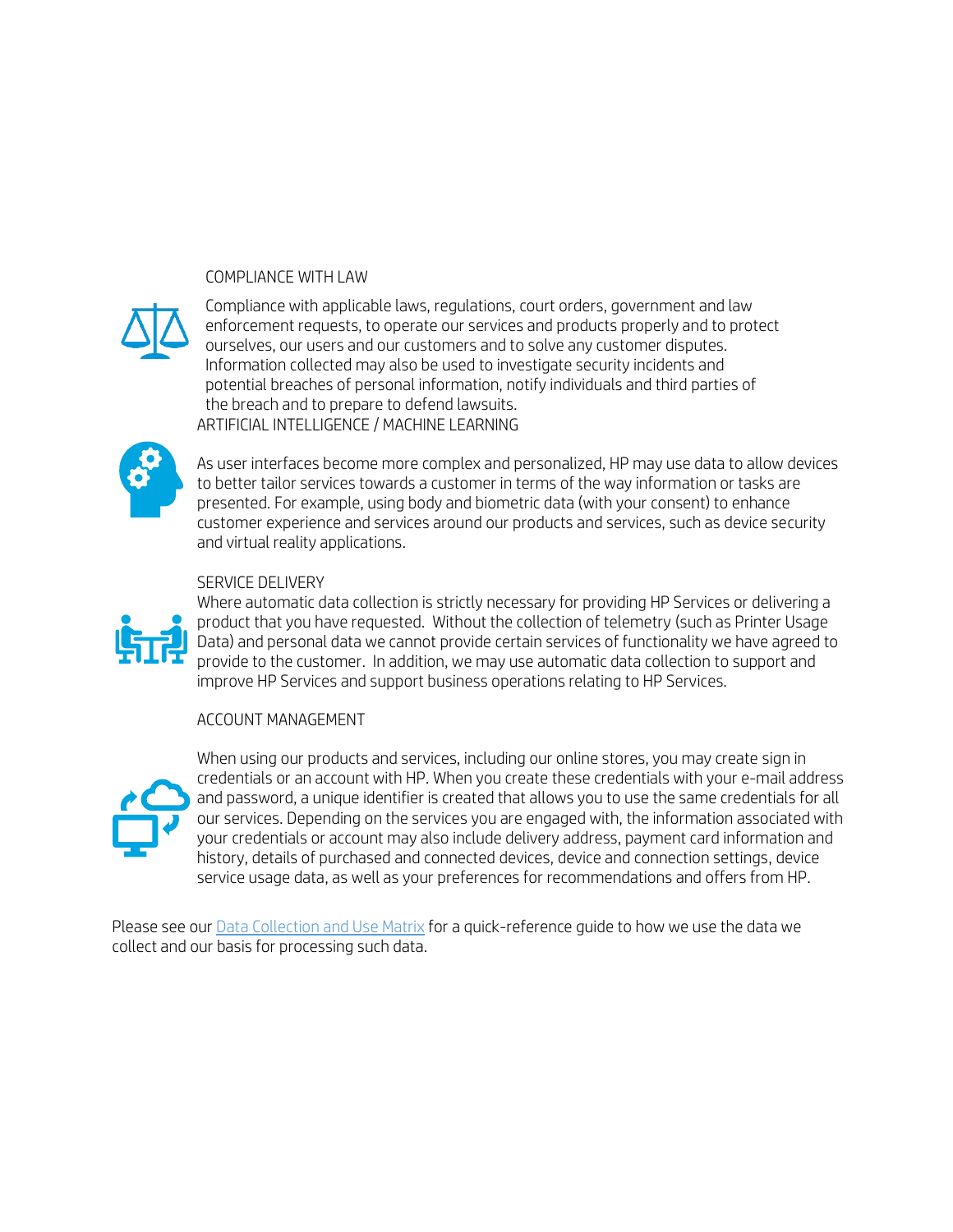### COMPLIANCE WITH LAW

Compliance with applicable laws, regulations, court orders, government and law enforcement requests, to operate our services and products properly and to protect ourselves, our users and our customers and to solve any customer disputes. Information collected may also be used to investigate security incidents and potential breaches of personal information, notify individuals and third parties of the breach and to prepare to defend lawsuits.

### ARTIFICIAL INTELLIGENCE / MACHINE LEARNING

As user interfaces become more complex and personalized, HP may use data to allow devices to better tailor services towards a customer in terms of the way information or tasks are presented. For example, using body and biometric data (with your consent) to enhance customer experience and services around our products and services, such as device security and virtual reality applications.

### SERVICE DELIVERY

Where automatic data collection is strictly necessary for providing HP Services or delivering a product that you have requested. Without the collection of telemetry (such as Printer Usage Data) and personal data we cannot provide certain services of functionality we have agreed to provide to the customer. In addition, we may use automatic data collection to support and improve HP Services and support business operations relating to HP Services.

### ACCOUNT MANAGEMENT

When using our products and services, including our online stores, you may create sign in credentials or an account with HP. When you create these credentials with your e-mail address and password, a unique identifier is created that allows you to use the same credentials for all our services. Depending on the services you are engaged with, the information associated with your credentials or account may also include delivery address, payment card information and history, details of purchased and connected devices, device and connection settings, device service usage data, as well as your preferences for recommendations and offers from HP.

Please see our Data Collection and Use Matrix for a quick-reference guide to how we use the data we collect and our basis for processing such data.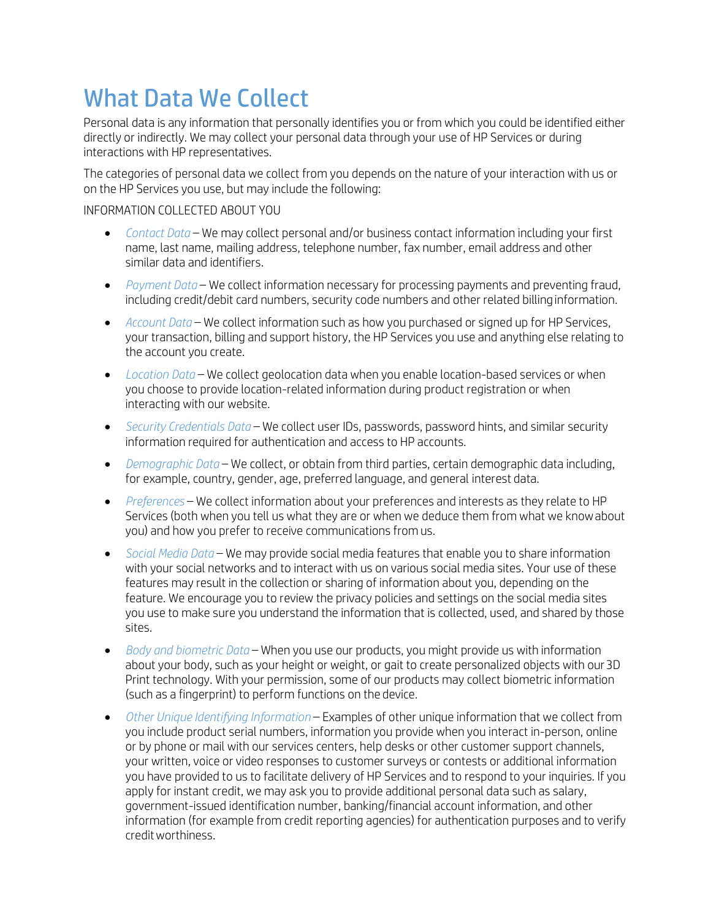# What Data We Collect

Personal data is any information that personally identifies you or from which you could be identified either directly or indirectly. We may collect your personal data through your use of HP Services or during interactions with HP representatives.

The categories of personal data we collect from you depends on the nature of your interaction with us or on the HP Services you use, but may include the following:

INFORMATION COLLECTED ABOUT YOU

- *Contact Data* – We may collect personal and/or business contact information including your first name, last name, mailing address, telephone number, fax number, email address and other similar data and identifiers.
- *Payment Data* – We collect information necessary for processing payments and preventing fraud, including credit/debit card numbers, security code numbers and other related billing information.
- *Account Data* – We collect information such as how you purchased or signed up for HP Services, your transaction, billing and support history, the HP Services you use and anything else relating to the account you create.
- *Location Data* – We collect geolocation data when you enable location-based services or when you choose to provide location-related information during product registration or when interacting with our website.
- *Security Credentials Data* – We collect user IDs, passwords, password hints, and similar security information required for authentication and access to HP accounts.
- *Demographic Data* – We collect, or obtain from third parties, certain demographic data including, for example, country, gender, age, preferred language, and general interest data.
- *Preferences* – We collect information about your preferences and interests as they relate to HP Services (both when you tell us what they are or when we deduce them from what we know about you) and how you prefer to receive communications from us.
- *Social Media Data* – We may provide social media features that enable you to share information with your social networks and to interact with us on various social media sites. Your use of these features may result in the collection or sharing of information about you, depending on the feature. We encourage you to review the privacy policies and settings on the social media sites you use to make sure you understand the information that is collected, used, and shared by those sites.
- *Body and biometric Data* – When you use our products, you might provide us with information about your body, such as your height or weight, or gait to create personalized objects with our 3D Print technology. With your permission, some of our products may collect biometric information (such as a fingerprint) to perform functions on the device.
- *Other Unique Identifying Information* – Examples of other unique information that we collect from you include product serial numbers, information you provide when you interact in-person, online or by phone or mail with our services centers, help desks or other customer support channels, your written, voice or video responses to customer surveys or contests or additional information you have provided to us to facilitate delivery of HP Services and to respond to your inquiries. If you apply for instant credit, we may ask you to provide additional personal data such as salary, government-issued identification number, banking/financial account information, and other information (for example from credit reporting agencies) for authentication purposes and to verify credit worthiness.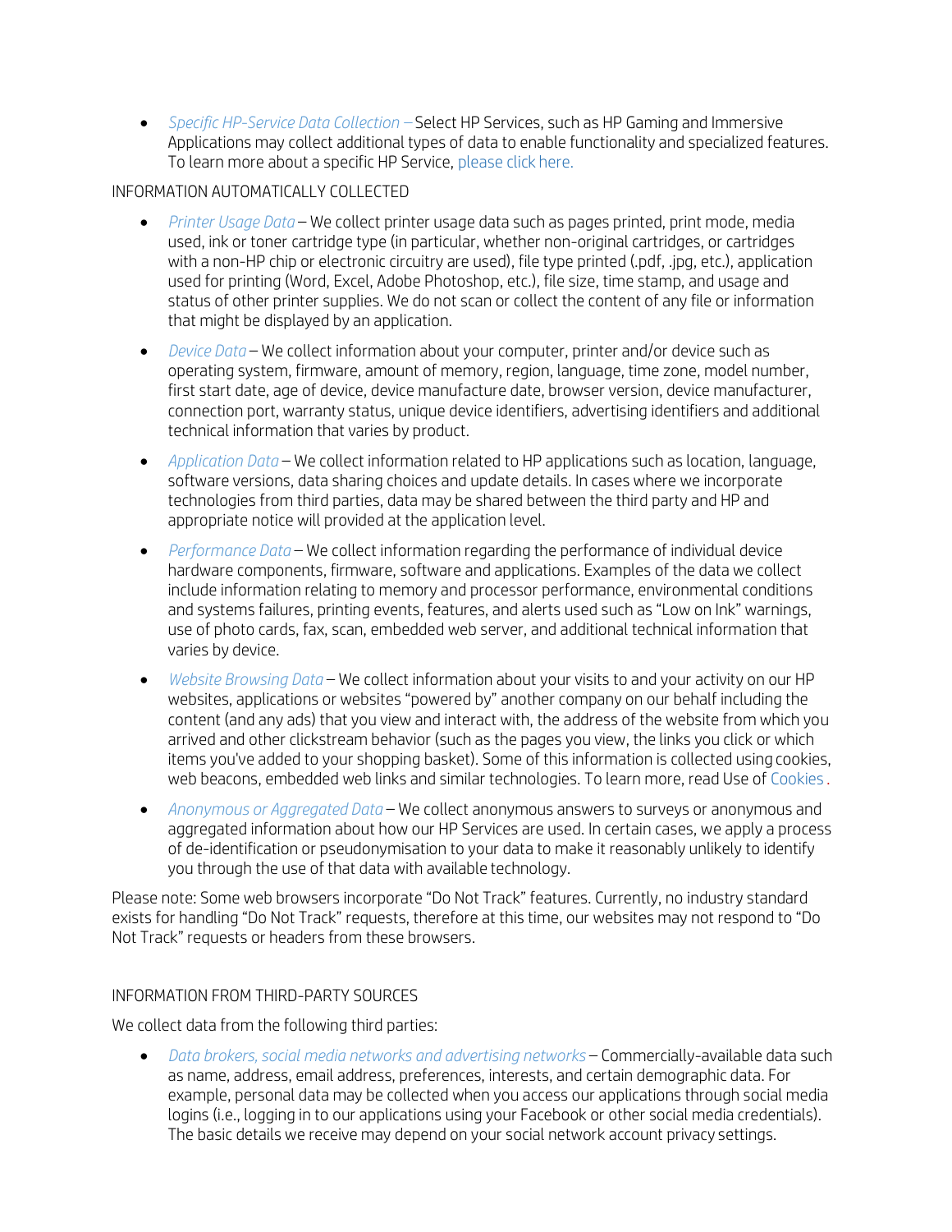- *Specific HP-Service Data Collection* – Select HP Services, such as HP Gaming and Immersive Applications may collect additional types of data to enable functionality and specialized features. To learn more about a specific HP Service, please click here.

INFORMATION AUTOMATICALLY COLLECTED

- *Printer Usage Data* – We collect printer usage data such as pages printed, print mode, media used, ink or toner cartridge type (in particular, whether non-original cartridges, or cartridges with a non-HP chip or electronic circuitry are used), file type printed (.pdf, .jpg, etc.), application used for printing (Word, Excel, Adobe Photoshop, etc.), file size, time stamp, and usage and status of other printer supplies. We do not scan or collect the content of any file or information that might be displayed by an application.
- *Device Data* – We collect information about your computer, printer and/or device such as operating system, firmware, amount of memory, region, language, time zone, model number, first start date, age of device, device manufacture date, browser version, device manufacturer, connection port, warranty status, unique device identifiers, advertising identifiers and additional technical information that varies by product.
- *Application Data* – We collect information related to HP applications such as location, language, software versions, data sharing choices and update details. In cases where we incorporate technologies from third parties, data may be shared between the third party and HP and appropriate notice will provided at the application level.
- *Performance Data* – We collect information regarding the performance of individual device hardware components, firmware, software and applications. Examples of the data we collect include information relating to memory and processor performance, environmental conditions and systems failures, printing events, features, and alerts used such as "Low on Ink" warnings, use of photo cards, fax, scan, embedded web server, and additional technical information that varies by device.
- *Website Browsing Data* – We collect information about your visits to and your activity on our HP websites, applications or websites "powered by" another company on our behalf including the content (and any ads) that you view and interact with, the address of the website from which you arrived and other clickstream behavior (such as the pages you view, the links you click or which items you've added to your shopping basket). Some of this information is collected using cookies, web beacons, embedded web links and similar technologies. To learn more, read Use of Cookies.
- *Anonymous or Aggregated Data* – We collect anonymous answers to surveys or anonymous and aggregated information about how our HP Services are used. In certain cases, we apply a process of de-identification or pseudonymisation to your data to make it reasonably unlikely to identify you through the use of that data with available technology.

Please note: Some web browsers incorporate "Do Not Track" features. Currently, no industry standard exists for handling "Do Not Track" requests, therefore at this time, our websites may not respond to "Do Not Track" requests or headers from these browsers.

INFORMATION FROM THIRD-PARTY SOURCES

We collect data from the following third parties:

- *Data brokers, social media networks and advertising networks* – Commercially-available data such as name, address, email address, preferences, interests, and certain demographic data. For example, personal data may be collected when you access our applications through social media logins (i.e., logging in to our applications using your Facebook or other social media credentials). The basic details we receive may depend on your social network account privacy settings.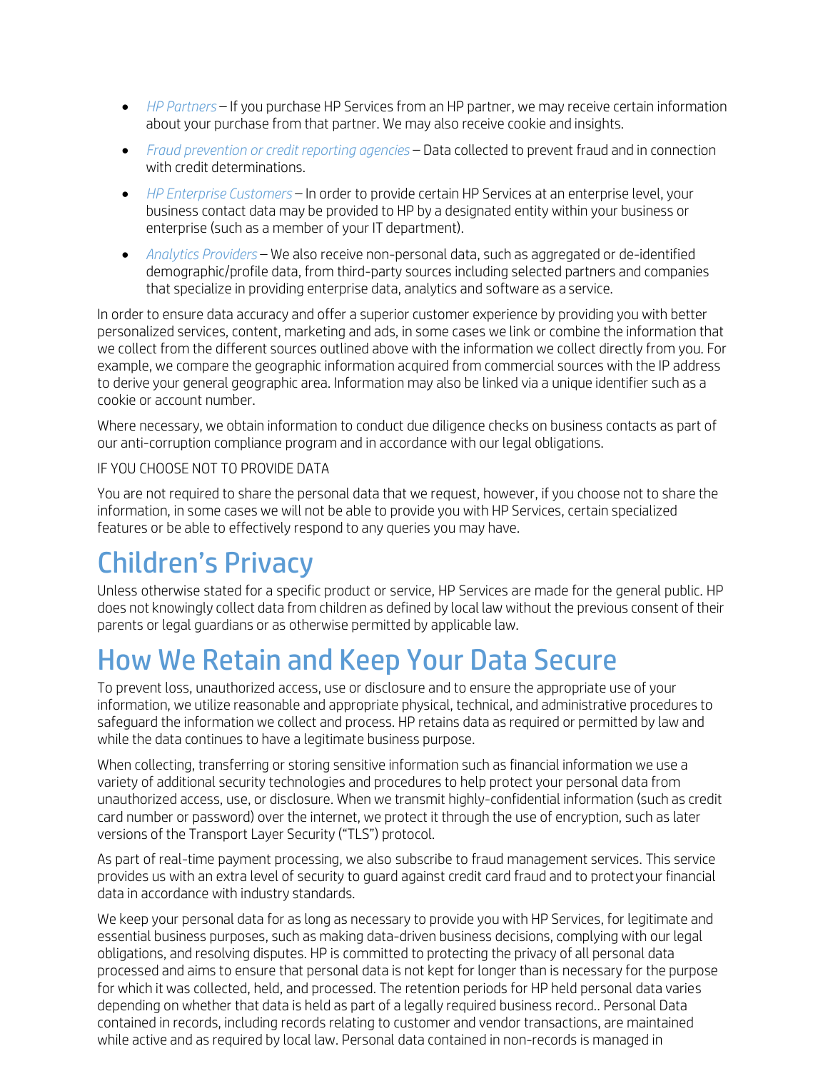- *HP Partners* – If you purchase HP Services from an HP partner, we may receive certain information about your purchase from that partner. We may also receive cookie and insights.
- *Fraud prevention or credit reporting agencies* – Data collected to prevent fraud and in connection with credit determinations.
- *HP Enterprise Customers* – In order to provide certain HP Services at an enterprise level, your business contact data may be provided to HP by a designated entity within your business or enterprise (such as a member of your IT department).
- *Analytics Providers* – We also receive non-personal data, such as aggregated or de-identified demographic/profile data, from third-party sources including selected partners and companies that specialize in providing enterprise data, analytics and software as a service.

In order to ensure data accuracy and offer a superior customer experience by providing you with better personalized services, content, marketing and ads, in some cases we link or combine the information that we collect from the different sources outlined above with the information we collect directly from you. For example, we compare the geographic information acquired from commercial sources with the IP address to derive your general geographic area. Information may also be linked via a unique identifier such as a cookie or account number.

Where necessary, we obtain information to conduct due diligence checks on business contacts as part of our anti-corruption compliance program and in accordance with our legal obligations.

IF YOU CHOOSE NOT TO PROVIDE DATA

You are not required to share the personal data that we request, however, if you choose not to share the information, in some cases we will not be able to provide you with HP Services, certain specialized features or be able to effectively respond to any queries you may have.

# Children's Privacy

Unless otherwise stated for a specific product or service, HP Services are made for the general public. HP does not knowingly collect data from children as defined by local law without the previous consent of their parents or legal guardians or as otherwise permitted by applicable law.

# How We Retain and Keep Your Data Secure

To prevent loss, unauthorized access, use or disclosure and to ensure the appropriate use of your information, we utilize reasonable and appropriate physical, technical, and administrative procedures to safeguard the information we collect and process. HP retains data as required or permitted by law and while the data continues to have a legitimate business purpose.

When collecting, transferring or storing sensitive information such as financial information we use a variety of additional security technologies and procedures to help protect your personal data from unauthorized access, use, or disclosure. When we transmit highly-confidential information (such as credit card number or password) over the internet, we protect it through the use of encryption, such as later versions of the Transport Layer Security ("TLS") protocol.

As part of real-time payment processing, we also subscribe to fraud management services. This service provides us with an extra level of security to guard against credit card fraud and to protect your financial data in accordance with industry standards.

We keep your personal data for as long as necessary to provide you with HP Services, for legitimate and essential business purposes, such as making data-driven business decisions, complying with our legal obligations, and resolving disputes. HP is committed to protecting the privacy of all personal data processed and aims to ensure that personal data is not kept for longer than is necessary for the purpose for which it was collected, held, and processed. The retention periods for HP held personal data varies depending on whether that data is held as part of a legally required business record.. Personal Data contained in records, including records relating to customer and vendor transactions, are maintained while active and as required by local law. Personal data contained in non-records is managed in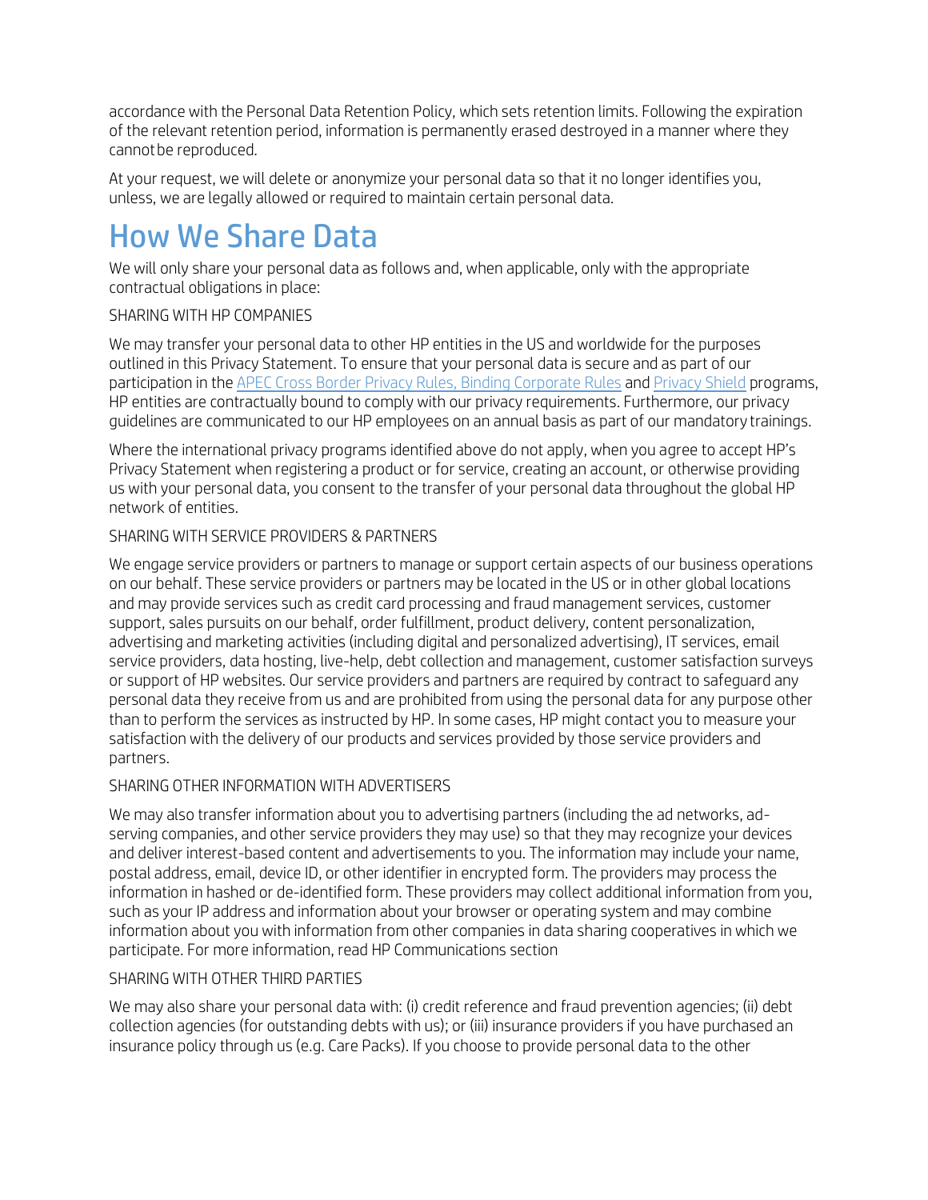accordance with the Personal Data Retention Policy, which sets retention limits. Following the expiration of the relevant retention period, information is permanently erased destroyed in a manner where they cannot be reproduced.

At your request, we will delete or anonymize your personal data so that it no longer identifies you, unless, we are legally allowed or required to maintain certain personal data.

# How We Share Data

We will only share your personal data as follows and, when applicable, only with the appropriate contractual obligations in place:

SHARING WITH HP COMPANIES

We may transfer your personal data to other HP entities in the US and worldwide for the purposes outlined in this Privacy Statement. To ensure that your personal data is secure and as part of our participation in the APEC Cross Border Privacy Rules, Binding Corporate Rules and Privacy Shield programs, HP entities are contractually bound to comply with our privacy requirements. Furthermore, our privacy guidelines are communicated to our HP employees on an annual basis as part of our mandatory trainings.

Where the international privacy programs identified above do not apply, when you agree to accept HP's Privacy Statement when registering a product or for service, creating an account, or otherwise providing us with your personal data, you consent to the transfer of your personal data throughout the global HP network of entities.

SHARING WITH SERVICE PROVIDERS & PARTNERS

We engage service providers or partners to manage or support certain aspects of our business operations on our behalf. These service providers or partners may be located in the US or in other global locations and may provide services such as credit card processing and fraud management services, customer support, sales pursuits on our behalf, order fulfillment, product delivery, content personalization, advertising and marketing activities (including digital and personalized advertising), IT services, email service providers, data hosting, live-help, debt collection and management, customer satisfaction surveys or support of HP websites. Our service providers and partners are required by contract to safeguard any personal data they receive from us and are prohibited from using the personal data for any purpose other than to perform the services as instructed by HP. In some cases, HP might contact you to measure your satisfaction with the delivery of our products and services provided by those service providers and partners.

SHARING OTHER INFORMATION WITH ADVERTISERS

We may also transfer information about you to advertising partners (including the ad networks, ad-serving companies, and other service providers they may use) so that they may recognize your devices and deliver interest-based content and advertisements to you. The information may include your name, postal address, email, device ID, or other identifier in encrypted form. The providers may process the information in hashed or de-identified form. These providers may collect additional information from you, such as your IP address and information about your browser or operating system and may combine information about you with information from other companies in data sharing cooperatives in which we participate. For more information, read HP Communications section

SHARING WITH OTHER THIRD PARTIES

We may also share your personal data with: (i) credit reference and fraud prevention agencies; (ii) debt collection agencies (for outstanding debts with us); or (iii) insurance providers if you have purchased an insurance policy through us (e.g. Care Packs). If you choose to provide personal data to the other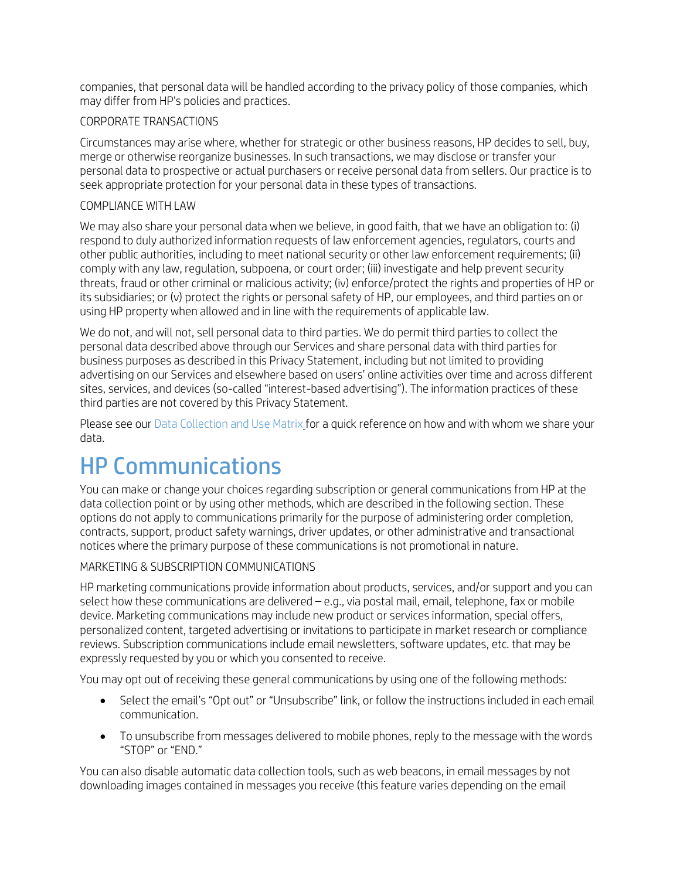companies, that personal data will be handled according to the privacy policy of those companies, which may differ from HP's policies and practices.

CORPORATE TRANSACTIONS

Circumstances may arise where, whether for strategic or other business reasons, HP decides to sell, buy, merge or otherwise reorganize businesses. In such transactions, we may disclose or transfer your personal data to prospective or actual purchasers or receive personal data from sellers. Our practice is to seek appropriate protection for your personal data in these types of transactions.

COMPLIANCE WITH LAW

We may also share your personal data when we believe, in good faith, that we have an obligation to: (i) respond to duly authorized information requests of law enforcement agencies, regulators, courts and other public authorities, including to meet national security or other law enforcement requirements; (ii) comply with any law, regulation, subpoena, or court order; (iii) investigate and help prevent security threats, fraud or other criminal or malicious activity; (iv) enforce/protect the rights and properties of HP or its subsidiaries; or (v) protect the rights or personal safety of HP, our employees, and third parties on or using HP property when allowed and in line with the requirements of applicable law.

We do not, and will not, sell personal data to third parties. We do permit third parties to collect the personal data described above through our Services and share personal data with third parties for business purposes as described in this Privacy Statement, including but not limited to providing advertising on our Services and elsewhere based on users' online activities over time and across different sites, services, and devices (so-called "interest-based advertising"). The information practices of these third parties are not covered by this Privacy Statement.

Please see our Data Collection and Use Matrix for a quick reference on how and with whom we share your data.

# HP Communications

You can make or change your choices regarding subscription or general communications from HP at the data collection point or by using other methods, which are described in the following section. These options do not apply to communications primarily for the purpose of administering order completion, contracts, support, product safety warnings, driver updates, or other administrative and transactional notices where the primary purpose of these communications is not promotional in nature.

MARKETING & SUBSCRIPTION COMMUNICATIONS

HP marketing communications provide information about products, services, and/or support and you can select how these communications are delivered – e.g., via postal mail, email, telephone, fax or mobile device. Marketing communications may include new product or services information, special offers, personalized content, targeted advertising or invitations to participate in market research or compliance reviews. Subscription communications include email newsletters, software updates, etc. that may be expressly requested by you or which you consented to receive.

You may opt out of receiving these general communications by using one of the following methods:

- Select the email's "Opt out" or "Unsubscribe" link, or follow the instructions included in each email communication.
- To unsubscribe from messages delivered to mobile phones, reply to the message with the words "STOP" or "END."

You can also disable automatic data collection tools, such as web beacons, in email messages by not downloading images contained in messages you receive (this feature varies depending on the email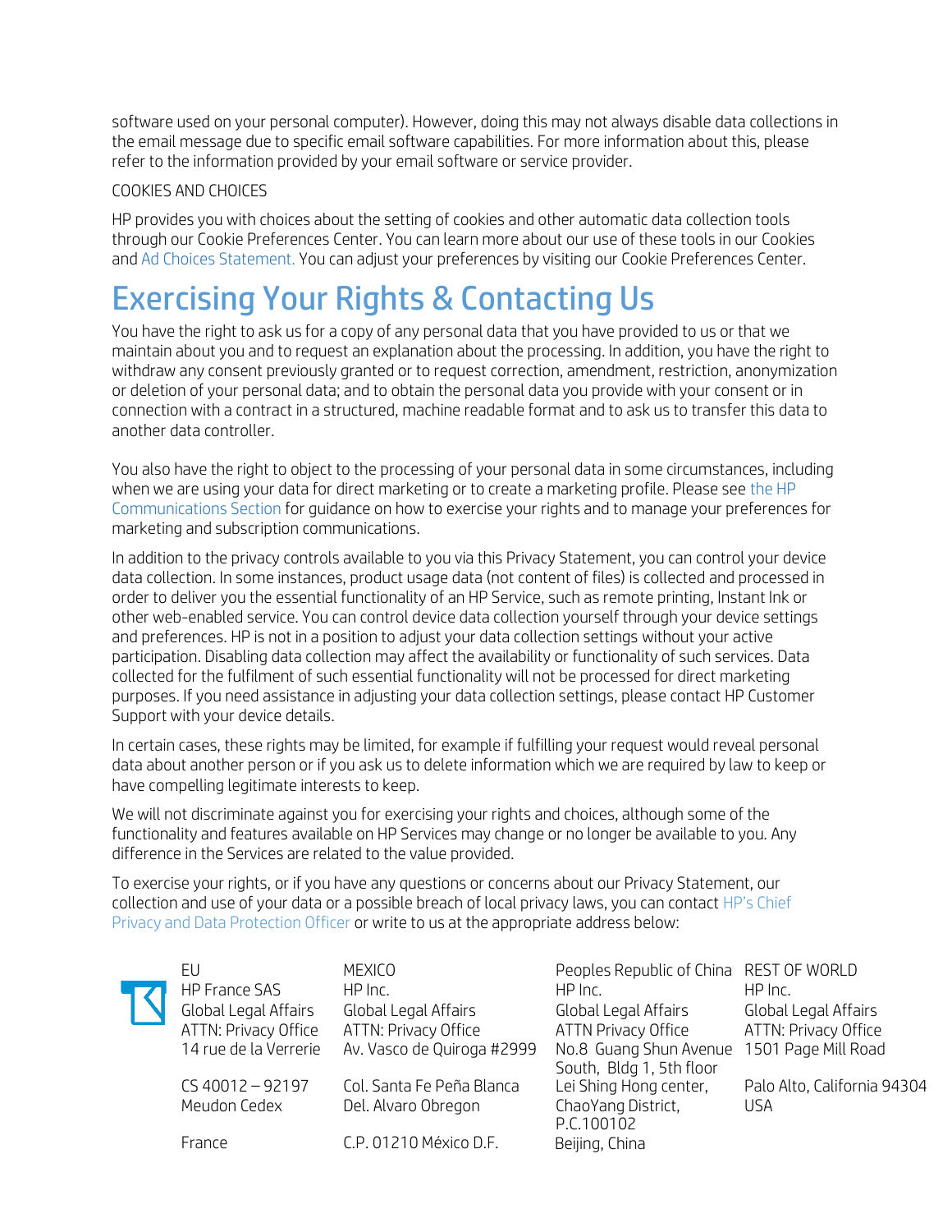software used on your personal computer). However, doing this may not always disable data collections in the email message due to specific email software capabilities. For more information about this, please refer to the information provided by your email software or service provider.

COOKIES AND CHOICES

HP provides you with choices about the setting of cookies and other automatic data collection tools through our Cookie Preferences Center. You can learn more about our use of these tools in our Cookies and Ad Choices Statement. You can adjust your preferences by visiting our Cookie Preferences Center.

# Exercising Your Rights & Contacting Us

You have the right to ask us for a copy of any personal data that you have provided to us or that we maintain about you and to request an explanation about the processing. In addition, you have the right to withdraw any consent previously granted or to request correction, amendment, restriction, anonymization or deletion of your personal data; and to obtain the personal data you provide with your consent or in connection with a contract in a structured, machine readable format and to ask us to transfer this data to another data controller.

You also have the right to object to the processing of your personal data in some circumstances, including when we are using your data for direct marketing or to create a marketing profile. Please see the HP Communications Section for guidance on how to exercise your rights and to manage your preferences for marketing and subscription communications.

In addition to the privacy controls available to you via this Privacy Statement, you can control your device data collection. In some instances, product usage data (not content of files) is collected and processed in order to deliver you the essential functionality of an HP Service, such as remote printing, Instant Ink or other web-enabled service. You can control device data collection yourself through your device settings and preferences. HP is not in a position to adjust your data collection settings without your active participation. Disabling data collection may affect the availability or functionality of such services. Data collected for the fulfilment of such essential functionality will not be processed for direct marketing purposes. If you need assistance in adjusting your data collection settings, please contact HP Customer Support with your device details.

In certain cases, these rights may be limited, for example if fulfilling your request would reveal personal data about another person or if you ask us to delete information which we are required by law to keep or have compelling legitimate interests to keep.

We will not discriminate against you for exercising your rights and choices, although some of the functionality and features available on HP Services may change or no longer be available to you. Any difference in the Services are related to the value provided.

To exercise your rights, or if you have any questions or concerns about our Privacy Statement, our collection and use of your data or a possible breach of local privacy laws, you can contact HP's Chief Privacy and Data Protection Officer or write to us at the appropriate address below:

| EU | MEXICO | Peoples Republic of China | REST OF WORLD |
|---|---|---|---|
| HP France SAS | HP Inc. | HP Inc. | HP Inc. |
| Global Legal Affairs | Global Legal Affairs | Global Legal Affairs | Global Legal Affairs |
| ATTN: Privacy Office | ATTN: Privacy Office | ATTN Privacy Office | ATTN: Privacy Office |
| 14 rue de la Verrerie | Av. Vasco de Quiroga #2999 | No.8 Guang Shun Avenue South, Bldg 1, 5th floor | 1501 Page Mill Road |
| CS 40012 – 92197 | Col. Santa Fe Peña Blanca | Lei Shing Hong center, | Palo Alto, California 94304 |
| Meudon Cedex | Del. Alvaro Obregon | ChaoYang District, P.C.100102 | USA |
| France | C.P. 01210 México D.F. | Beijing, China | |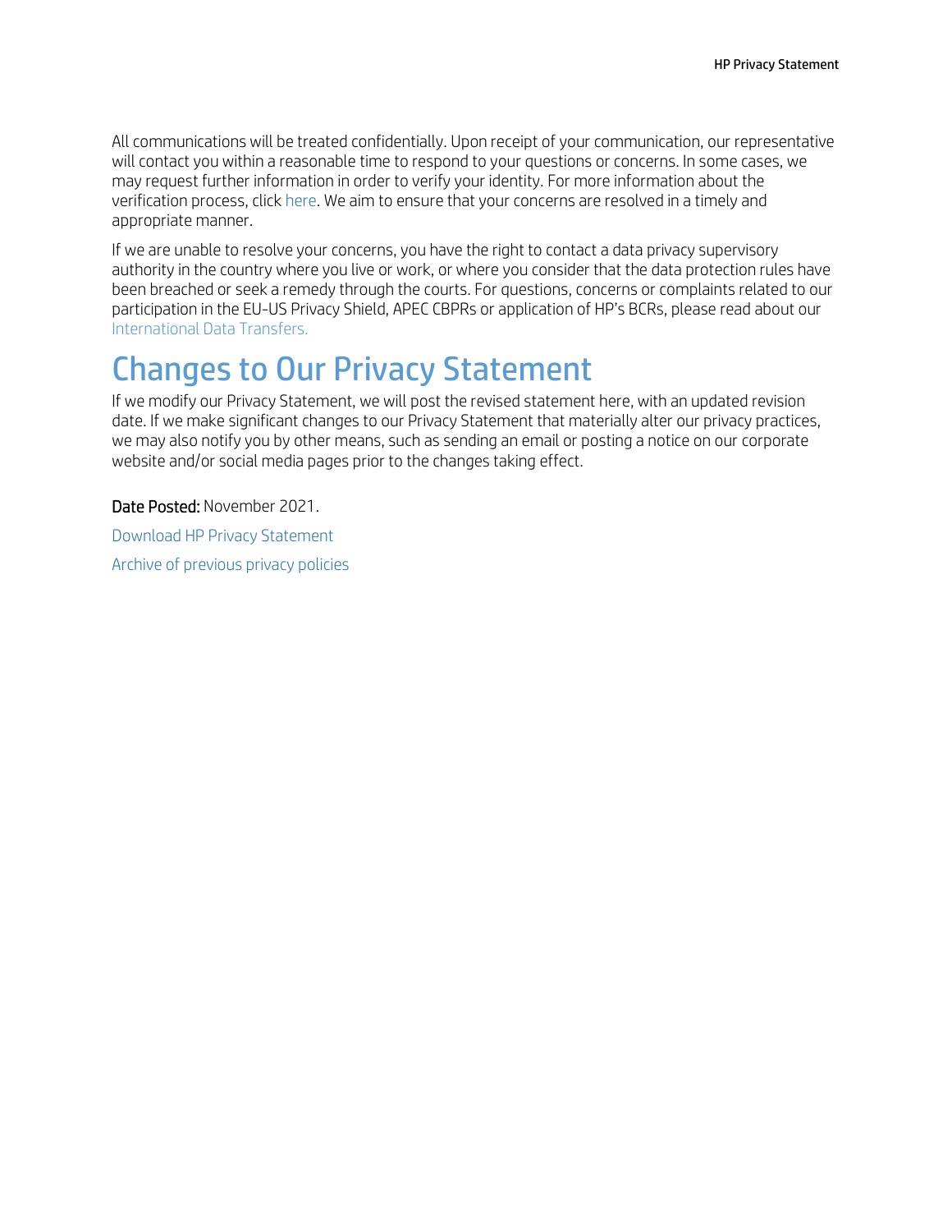All communications will be treated confidentially. Upon receipt of your communication, our representative will contact you within a reasonable time to respond to your questions or concerns. In some cases, we may request further information in order to verify your identity. For more information about the verification process, click here. We aim to ensure that your concerns are resolved in a timely and appropriate manner.

If we are unable to resolve your concerns, you have the right to contact a data privacy supervisory authority in the country where you live or work, or where you consider that the data protection rules have been breached or seek a remedy through the courts. For questions, concerns or complaints related to our participation in the EU-US Privacy Shield, APEC CBPRs or application of HP's BCRs, please read about our International Data Transfers.

# Changes to Our Privacy Statement

If we modify our Privacy Statement, we will post the revised statement here, with an updated revision date. If we make significant changes to our Privacy Statement that materially alter our privacy practices, we may also notify you by other means, such as sending an email or posting a notice on our corporate website and/or social media pages prior to the changes taking effect.

**Date Posted:** November 2021.

Download HP Privacy Statement

Archive of previous privacy policies